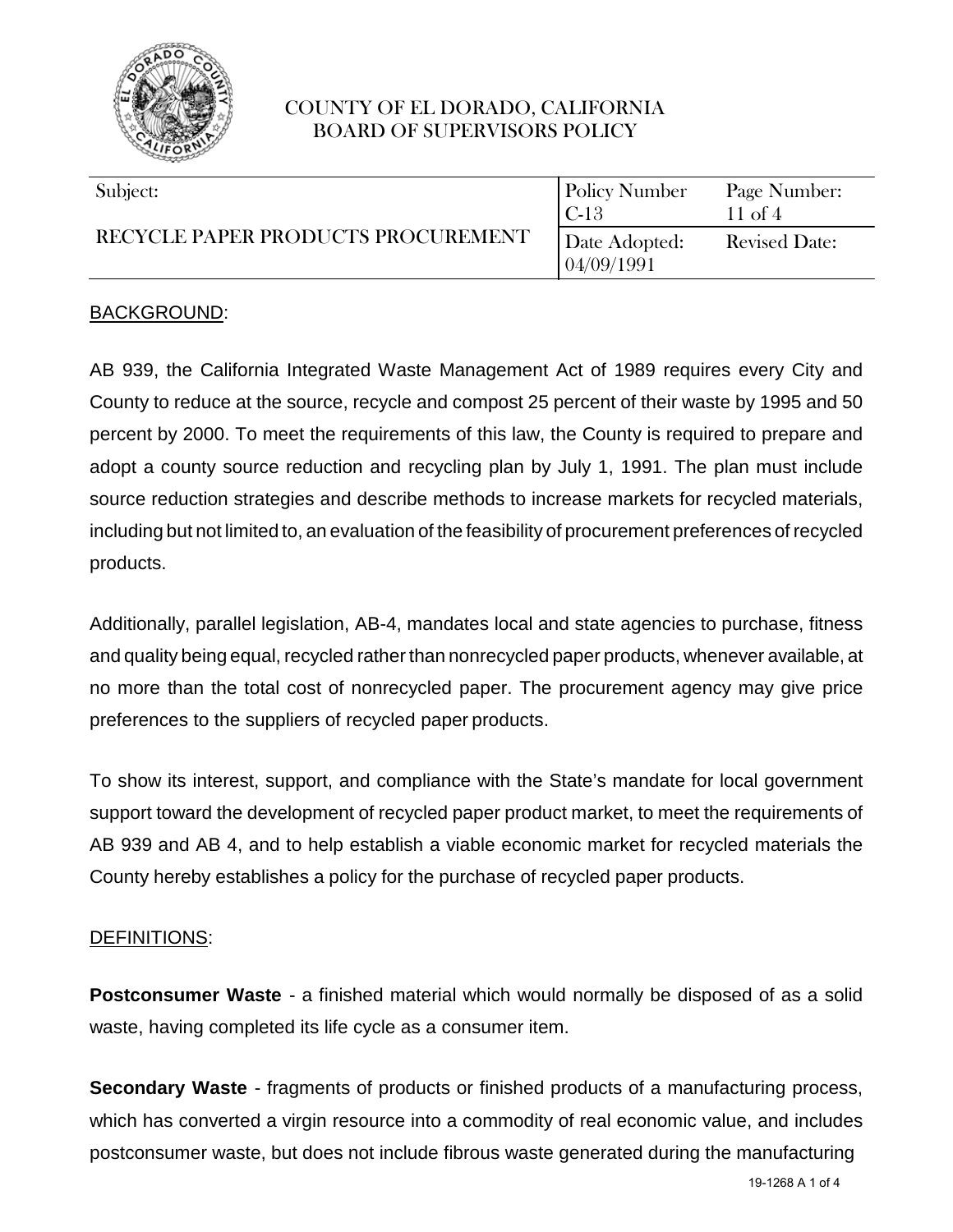# COUNTY OF EL DORADO, CALIFORNIA
# BOARD OF SUPERVISORS POLICY

| Subject: | Policy Number C-13 | Page Number: 11 of 4 |
|---|---|---|
| RECYCLE PAPER PRODUCTS PROCUREMENT | Date Adopted: 04/09/1991 | Revised Date: |

## BACKGROUND:

AB 939, the California Integrated Waste Management Act of 1989 requires every City and County to reduce at the source, recycle and compost 25 percent of their waste by 1995 and 50 percent by 2000. To meet the requirements of this law, the County is required to prepare and adopt a county source reduction and recycling plan by July 1, 1991. The plan must include source reduction strategies and describe methods to increase markets for recycled materials, including but not limited to, an evaluation of the feasibility of procurement preferences of recycled products.

Additionally, parallel legislation, AB-4, mandates local and state agencies to purchase, fitness and quality being equal, recycled rather than nonrecycled paper products, whenever available, at no more than the total cost of nonrecycled paper. The procurement agency may give price preferences to the suppliers of recycled paper products.

To show its interest, support, and compliance with the State's mandate for local government support toward the development of recycled paper product market, to meet the requirements of AB 939 and AB 4, and to help establish a viable economic market for recycled materials the County hereby establishes a policy for the purchase of recycled paper products.

## DEFINITIONS:

**Postconsumer Waste** - a finished material which would normally be disposed of as a solid waste, having completed its life cycle as a consumer item.

**Secondary Waste** - fragments of products or finished products of a manufacturing process, which has converted a virgin resource into a commodity of real economic value, and includes postconsumer waste, but does not include fibrous waste generated during the manufacturing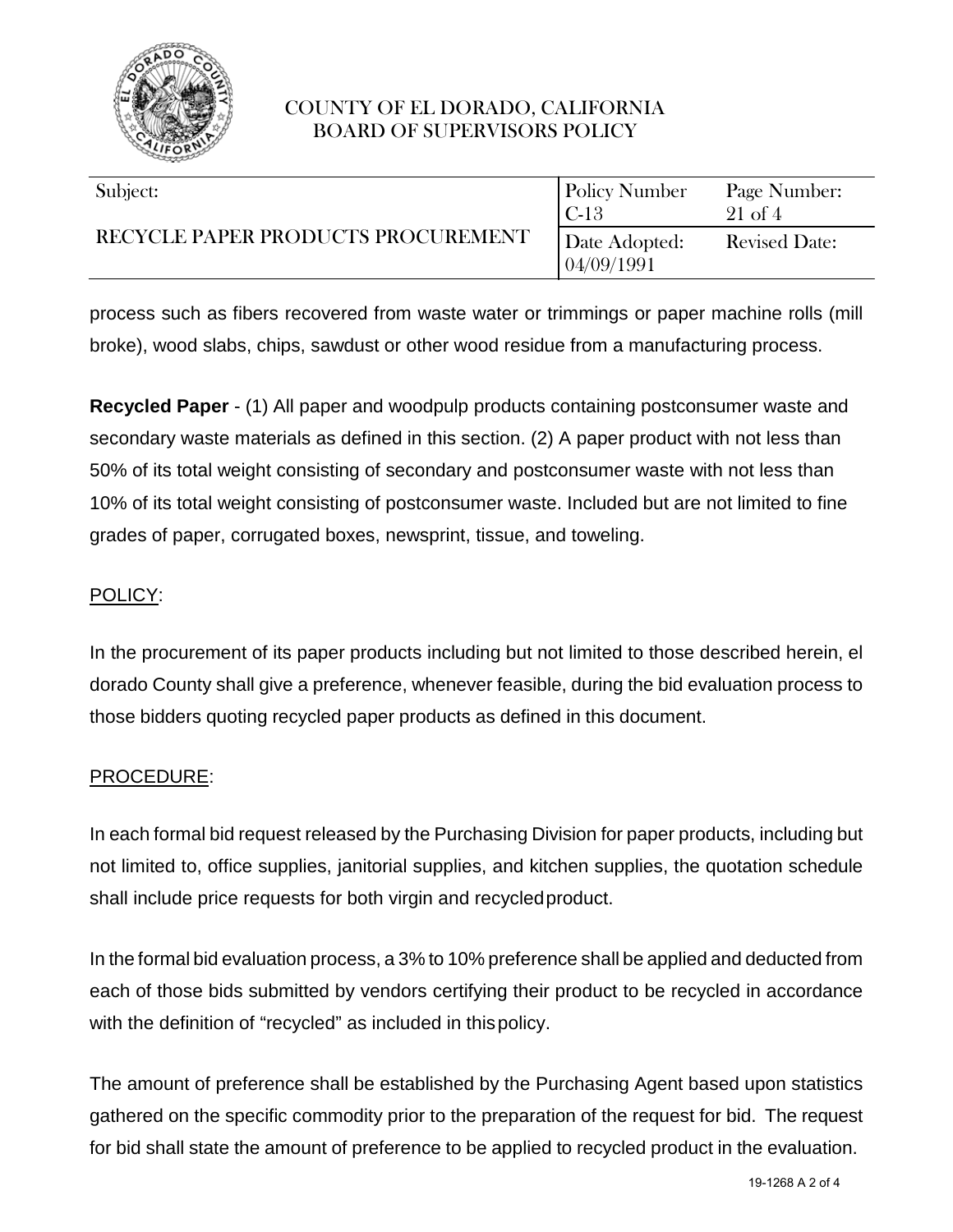process such as fibers recovered from waste water or trimmings or paper machine rolls (mill broke), wood slabs, chips, sawdust or other wood residue from a manufacturing process.

**Recycled Paper** - (1) All paper and woodpulp products containing postconsumer waste and secondary waste materials as defined in this section. (2) A paper product with not less than 50% of its total weight consisting of secondary and postconsumer waste with not less than 10% of its total weight consisting of postconsumer waste. Included but are not limited to fine grades of paper, corrugated boxes, newsprint, tissue, and toweling.

<u>POLICY</u>:

In the procurement of its paper products including but not limited to those described herein, el dorado County shall give a preference, whenever feasible, during the bid evaluation process to those bidders quoting recycled paper products as defined in this document.

<u>PROCEDURE</u>:

In each formal bid request released by the Purchasing Division for paper products, including but not limited to, office supplies, janitorial supplies, and kitchen supplies, the quotation schedule shall include price requests for both virgin and recycled product.

In the formal bid evaluation process, a 3% to 10% preference shall be applied and deducted from each of those bids submitted by vendors certifying their product to be recycled in accordance with the definition of "recycled" as included in this policy.

The amount of preference shall be established by the Purchasing Agent based upon statistics gathered on the specific commodity prior to the preparation of the request for bid. The request for bid shall state the amount of preference to be applied to recycled product in the evaluation.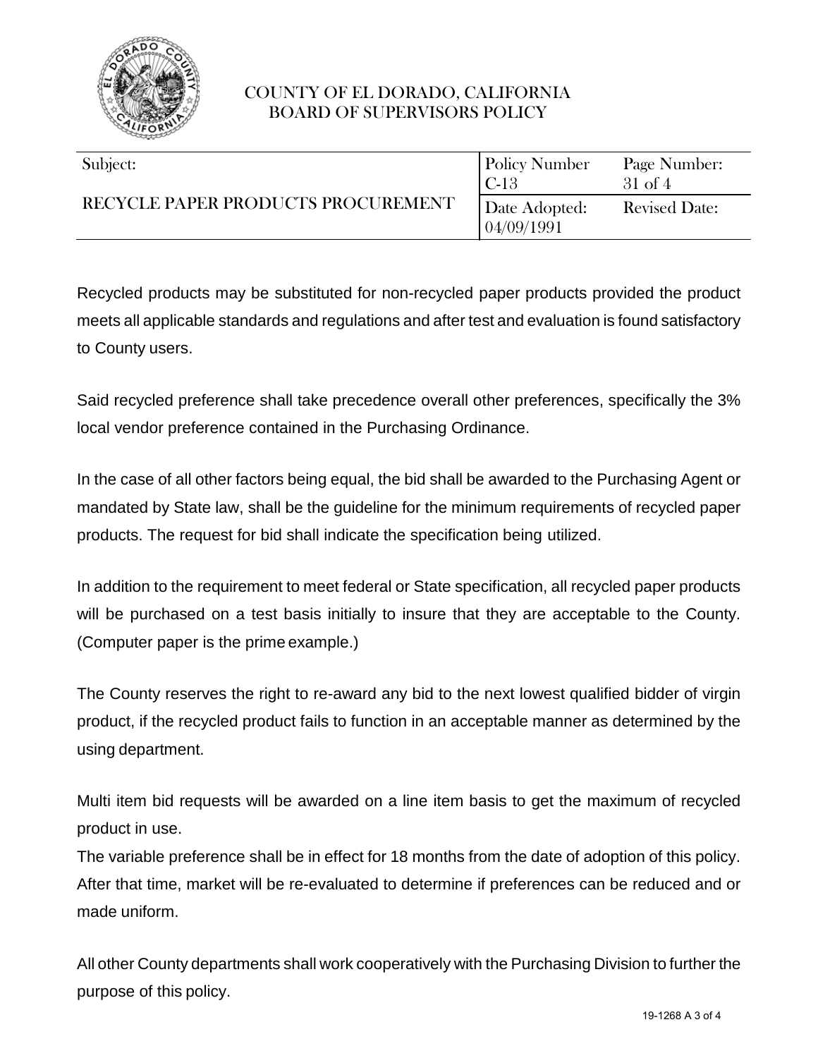COUNTY OF EL DORADO, CALIFORNIA
BOARD OF SUPERVISORS POLICY

| Subject: | Policy Number C-13 | Page Number: 31 of 4 |
|---|---|---|
| RECYCLE PAPER PRODUCTS PROCUREMENT | Date Adopted: 04/09/1991 | Revised Date: |

Recycled products may be substituted for non-recycled paper products provided the product meets all applicable standards and regulations and after test and evaluation is found satisfactory to County users.

Said recycled preference shall take precedence overall other preferences, specifically the 3% local vendor preference contained in the Purchasing Ordinance.

In the case of all other factors being equal, the bid shall be awarded to the Purchasing Agent or mandated by State law, shall be the guideline for the minimum requirements of recycled paper products. The request for bid shall indicate the specification being utilized.

In addition to the requirement to meet federal or State specification, all recycled paper products will be purchased on a test basis initially to insure that they are acceptable to the County. (Computer paper is the prime example.)

The County reserves the right to re-award any bid to the next lowest qualified bidder of virgin product, if the recycled product fails to function in an acceptable manner as determined by the using department.

Multi item bid requests will be awarded on a line item basis to get the maximum of recycled product in use.

The variable preference shall be in effect for 18 months from the date of adoption of this policy. After that time, market will be re-evaluated to determine if preferences can be reduced and or made uniform.

All other County departments shall work cooperatively with the Purchasing Division to further the purpose of this policy.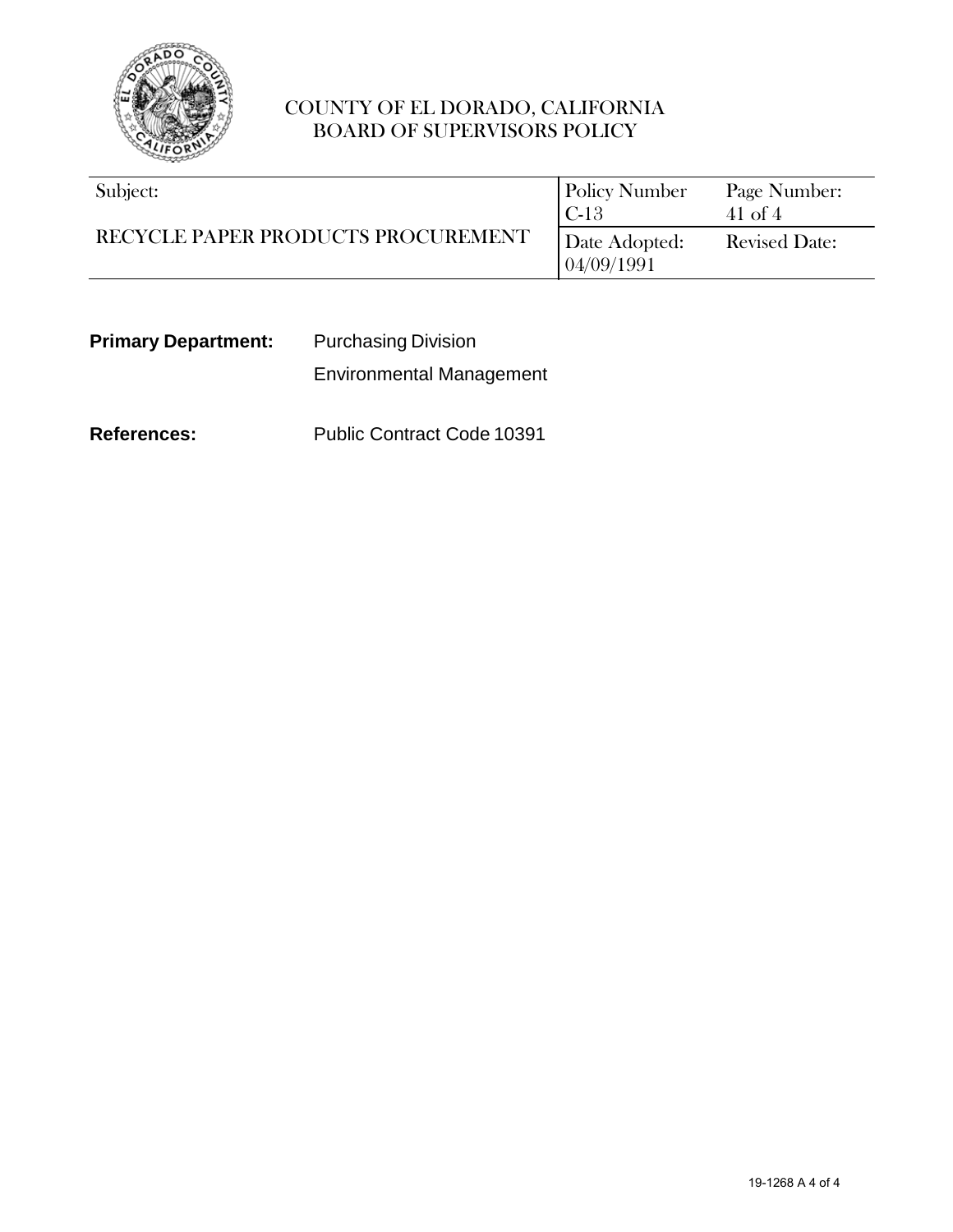COUNTY OF EL DORADO, CALIFORNIA
BOARD OF SUPERVISORS POLICY

| Subject: | Policy Number | Page Number: |
| --- | --- | --- |
| RECYCLE PAPER PRODUCTS PROCUREMENT | C-13 | 41 of 4 |
| | Date Adopted: 04/09/1991 | Revised Date: |

**Primary Department:** Purchasing Division
Environmental Management

**References:** Public Contract Code 10391